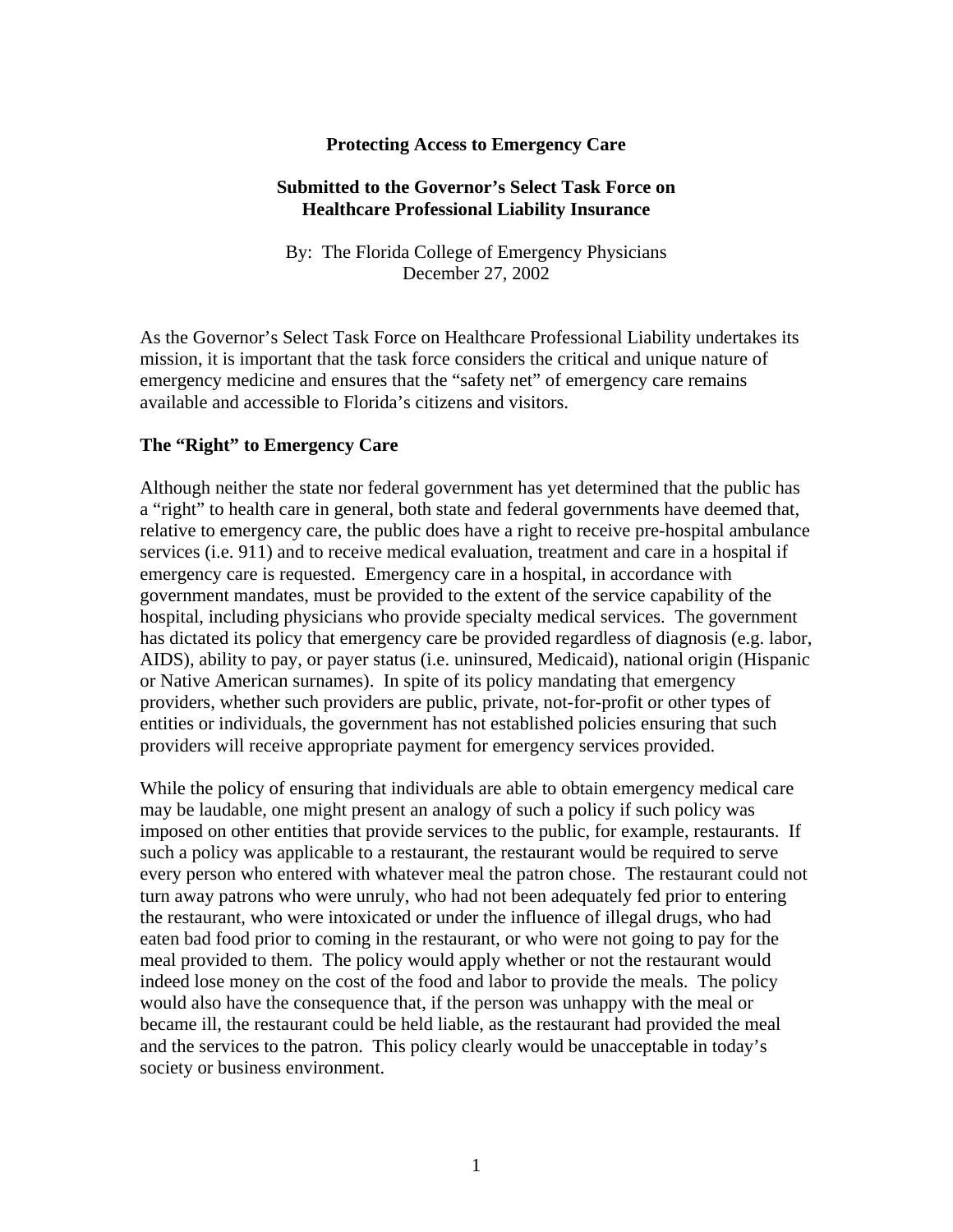# Protecting Access to Emergency Care

## Submitted to the Governor's Select Task Force on Healthcare Professional Liability Insurance

By: The Florida College of Emergency Physicians
December 27, 2002

As the Governor's Select Task Force on Healthcare Professional Liability undertakes its mission, it is important that the task force considers the critical and unique nature of emergency medicine and ensures that the "safety net" of emergency care remains available and accessible to Florida's citizens and visitors.

## The "Right" to Emergency Care

Although neither the state nor federal government has yet determined that the public has a "right" to health care in general, both state and federal governments have deemed that, relative to emergency care, the public does have a right to receive pre-hospital ambulance services (i.e. 911) and to receive medical evaluation, treatment and care in a hospital if emergency care is requested. Emergency care in a hospital, in accordance with government mandates, must be provided to the extent of the service capability of the hospital, including physicians who provide specialty medical services. The government has dictated its policy that emergency care be provided regardless of diagnosis (e.g. labor, AIDS), ability to pay, or payer status (i.e. uninsured, Medicaid), national origin (Hispanic or Native American surnames). In spite of its policy mandating that emergency providers, whether such providers are public, private, not-for-profit or other types of entities or individuals, the government has not established policies ensuring that such providers will receive appropriate payment for emergency services provided.

While the policy of ensuring that individuals are able to obtain emergency medical care may be laudable, one might present an analogy of such a policy if such policy was imposed on other entities that provide services to the public, for example, restaurants. If such a policy was applicable to a restaurant, the restaurant would be required to serve every person who entered with whatever meal the patron chose. The restaurant could not turn away patrons who were unruly, who had not been adequately fed prior to entering the restaurant, who were intoxicated or under the influence of illegal drugs, who had eaten bad food prior to coming in the restaurant, or who were not going to pay for the meal provided to them. The policy would apply whether or not the restaurant would indeed lose money on the cost of the food and labor to provide the meals. The policy would also have the consequence that, if the person was unhappy with the meal or became ill, the restaurant could be held liable, as the restaurant had provided the meal and the services to the patron. This policy clearly would be unacceptable in today's society or business environment.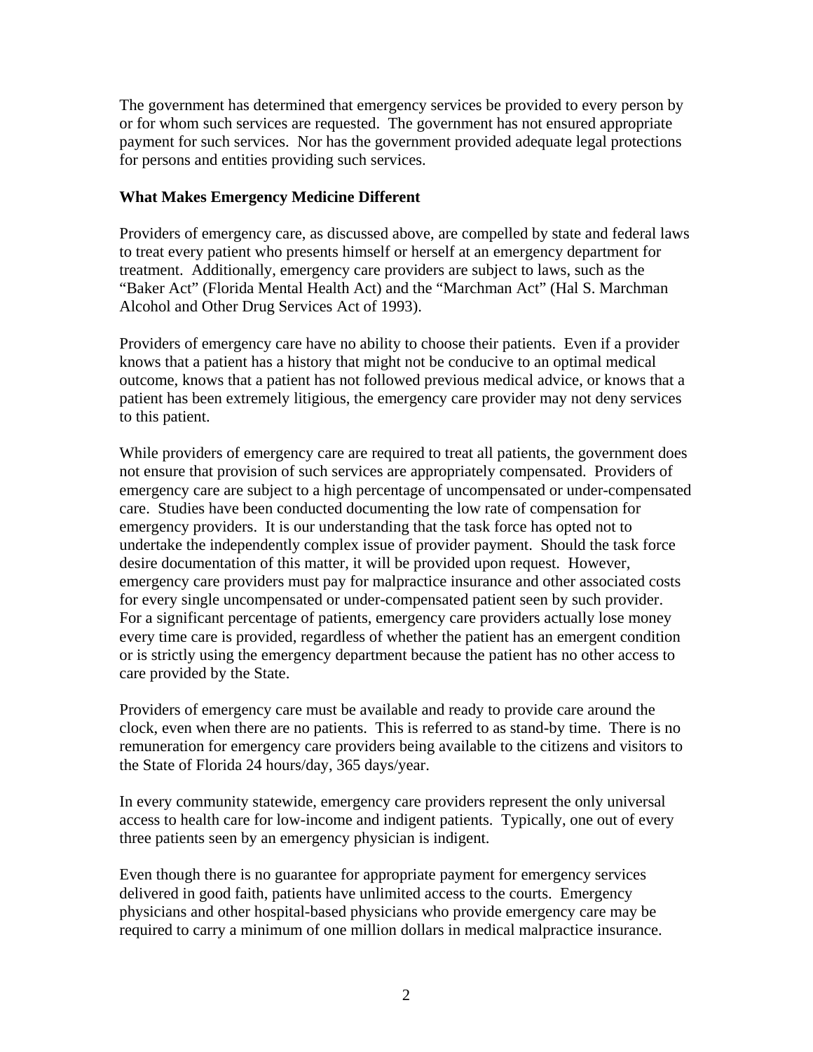The government has determined that emergency services be provided to every person by or for whom such services are requested. The government has not ensured appropriate payment for such services. Nor has the government provided adequate legal protections for persons and entities providing such services.

**What Makes Emergency Medicine Different**

Providers of emergency care, as discussed above, are compelled by state and federal laws to treat every patient who presents himself or herself at an emergency department for treatment. Additionally, emergency care providers are subject to laws, such as the "Baker Act" (Florida Mental Health Act) and the "Marchman Act" (Hal S. Marchman Alcohol and Other Drug Services Act of 1993).

Providers of emergency care have no ability to choose their patients. Even if a provider knows that a patient has a history that might not be conducive to an optimal medical outcome, knows that a patient has not followed previous medical advice, or knows that a patient has been extremely litigious, the emergency care provider may not deny services to this patient.

While providers of emergency care are required to treat all patients, the government does not ensure that provision of such services are appropriately compensated. Providers of emergency care are subject to a high percentage of uncompensated or under-compensated care. Studies have been conducted documenting the low rate of compensation for emergency providers. It is our understanding that the task force has opted not to undertake the independently complex issue of provider payment. Should the task force desire documentation of this matter, it will be provided upon request. However, emergency care providers must pay for malpractice insurance and other associated costs for every single uncompensated or under-compensated patient seen by such provider. For a significant percentage of patients, emergency care providers actually lose money every time care is provided, regardless of whether the patient has an emergent condition or is strictly using the emergency department because the patient has no other access to care provided by the State.

Providers of emergency care must be available and ready to provide care around the clock, even when there are no patients. This is referred to as stand-by time. There is no remuneration for emergency care providers being available to the citizens and visitors to the State of Florida 24 hours/day, 365 days/year.

In every community statewide, emergency care providers represent the only universal access to health care for low-income and indigent patients. Typically, one out of every three patients seen by an emergency physician is indigent.

Even though there is no guarantee for appropriate payment for emergency services delivered in good faith, patients have unlimited access to the courts. Emergency physicians and other hospital-based physicians who provide emergency care may be required to carry a minimum of one million dollars in medical malpractice insurance.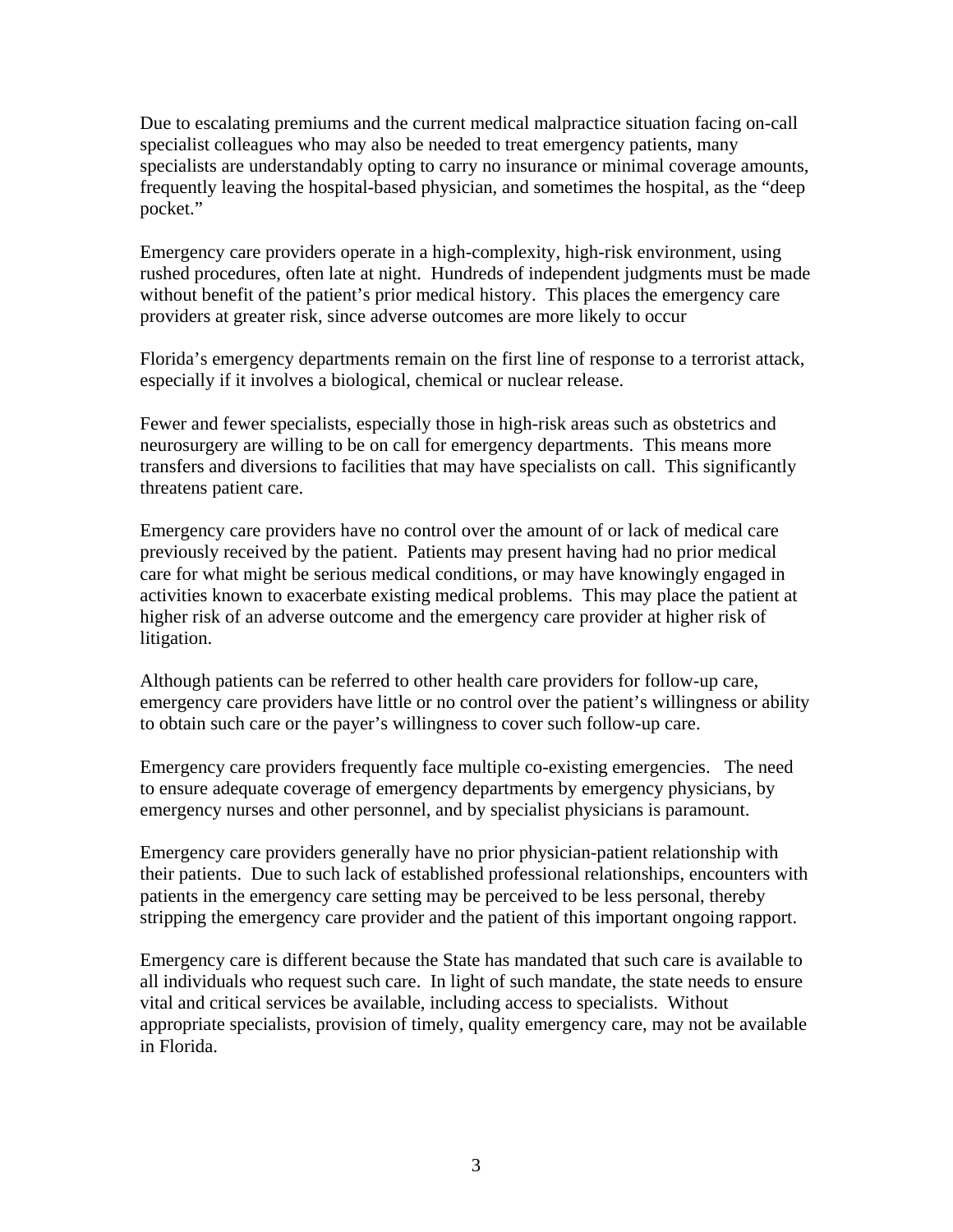Due to escalating premiums and the current medical malpractice situation facing on-call specialist colleagues who may also be needed to treat emergency patients, many specialists are understandably opting to carry no insurance or minimal coverage amounts, frequently leaving the hospital-based physician, and sometimes the hospital, as the "deep pocket."

Emergency care providers operate in a high-complexity, high-risk environment, using rushed procedures, often late at night. Hundreds of independent judgments must be made without benefit of the patient's prior medical history. This places the emergency care providers at greater risk, since adverse outcomes are more likely to occur

Florida's emergency departments remain on the first line of response to a terrorist attack, especially if it involves a biological, chemical or nuclear release.

Fewer and fewer specialists, especially those in high-risk areas such as obstetrics and neurosurgery are willing to be on call for emergency departments. This means more transfers and diversions to facilities that may have specialists on call. This significantly threatens patient care.

Emergency care providers have no control over the amount of or lack of medical care previously received by the patient. Patients may present having had no prior medical care for what might be serious medical conditions, or may have knowingly engaged in activities known to exacerbate existing medical problems. This may place the patient at higher risk of an adverse outcome and the emergency care provider at higher risk of litigation.

Although patients can be referred to other health care providers for follow-up care, emergency care providers have little or no control over the patient's willingness or ability to obtain such care or the payer's willingness to cover such follow-up care.

Emergency care providers frequently face multiple co-existing emergencies. The need to ensure adequate coverage of emergency departments by emergency physicians, by emergency nurses and other personnel, and by specialist physicians is paramount.

Emergency care providers generally have no prior physician-patient relationship with their patients. Due to such lack of established professional relationships, encounters with patients in the emergency care setting may be perceived to be less personal, thereby stripping the emergency care provider and the patient of this important ongoing rapport.

Emergency care is different because the State has mandated that such care is available to all individuals who request such care. In light of such mandate, the state needs to ensure vital and critical services be available, including access to specialists. Without appropriate specialists, provision of timely, quality emergency care, may not be available in Florida.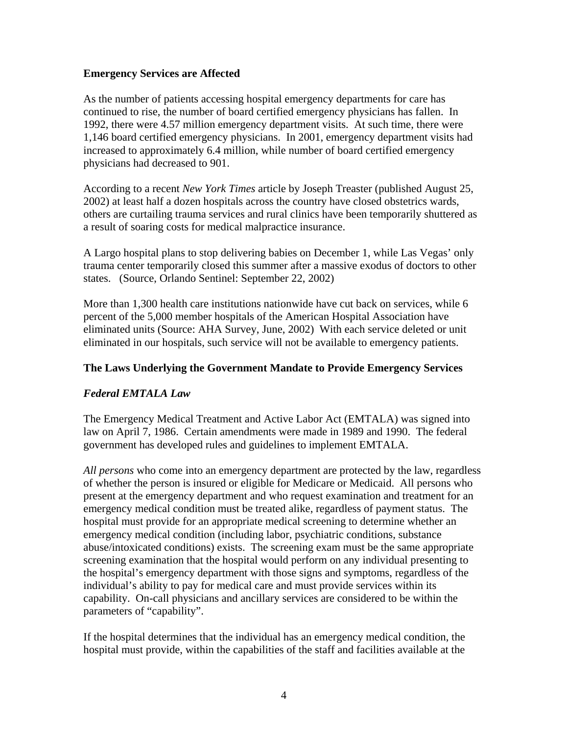**Emergency Services are Affected**

As the number of patients accessing hospital emergency departments for care has continued to rise, the number of board certified emergency physicians has fallen. In 1992, there were 4.57 million emergency department visits. At such time, there were 1,146 board certified emergency physicians. In 2001, emergency department visits had increased to approximately 6.4 million, while number of board certified emergency physicians had decreased to 901.

According to a recent *New York Times* article by Joseph Treaster (published August 25, 2002) at least half a dozen hospitals across the country have closed obstetrics wards, others are curtailing trauma services and rural clinics have been temporarily shuttered as a result of soaring costs for medical malpractice insurance.

A Largo hospital plans to stop delivering babies on December 1, while Las Vegas' only trauma center temporarily closed this summer after a massive exodus of doctors to other states. (Source, Orlando Sentinel: September 22, 2002)

More than 1,300 health care institutions nationwide have cut back on services, while 6 percent of the 5,000 member hospitals of the American Hospital Association have eliminated units (Source: AHA Survey, June, 2002) With each service deleted or unit eliminated in our hospitals, such service will not be available to emergency patients.

**The Laws Underlying the Government Mandate to Provide Emergency Services**

***Federal EMTALA Law***

The Emergency Medical Treatment and Active Labor Act (EMTALA) was signed into law on April 7, 1986. Certain amendments were made in 1989 and 1990. The federal government has developed rules and guidelines to implement EMTALA.

*All persons* who come into an emergency department are protected by the law, regardless of whether the person is insured or eligible for Medicare or Medicaid. All persons who present at the emergency department and who request examination and treatment for an emergency medical condition must be treated alike, regardless of payment status. The hospital must provide for an appropriate medical screening to determine whether an emergency medical condition (including labor, psychiatric conditions, substance abuse/intoxicated conditions) exists. The screening exam must be the same appropriate screening examination that the hospital would perform on any individual presenting to the hospital's emergency department with those signs and symptoms, regardless of the individual's ability to pay for medical care and must provide services within its capability. On-call physicians and ancillary services are considered to be within the parameters of "capability".

If the hospital determines that the individual has an emergency medical condition, the hospital must provide, within the capabilities of the staff and facilities available at the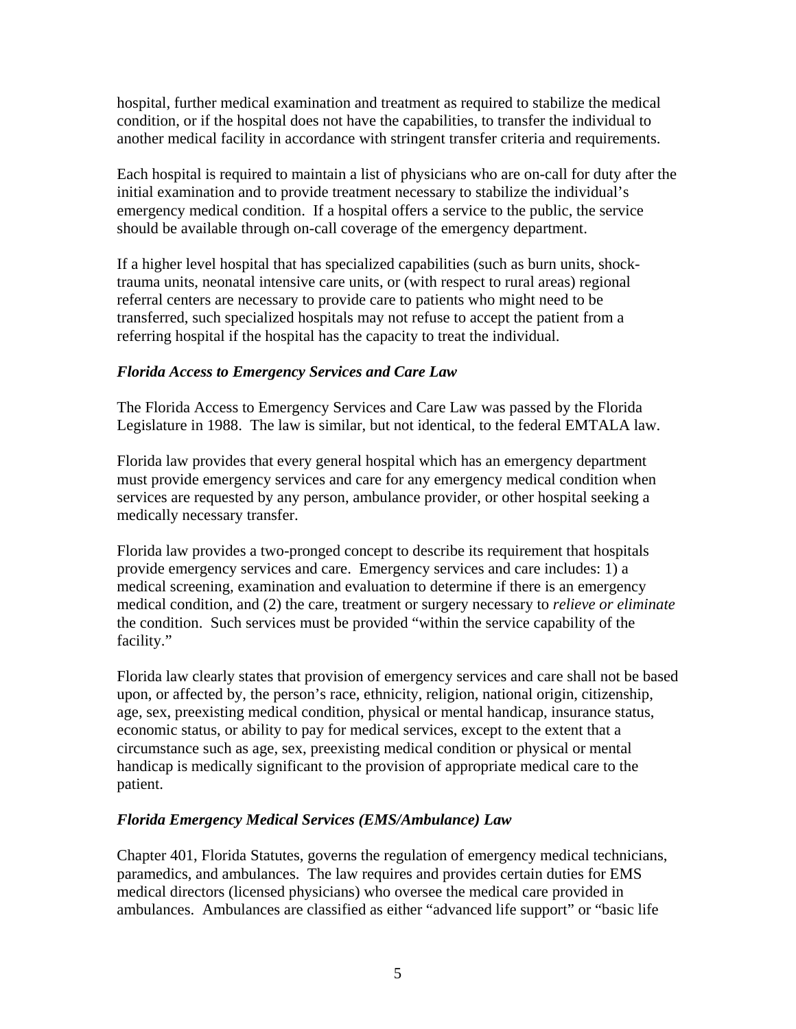hospital, further medical examination and treatment as required to stabilize the medical condition, or if the hospital does not have the capabilities, to transfer the individual to another medical facility in accordance with stringent transfer criteria and requirements.

Each hospital is required to maintain a list of physicians who are on-call for duty after the initial examination and to provide treatment necessary to stabilize the individual's emergency medical condition. If a hospital offers a service to the public, the service should be available through on-call coverage of the emergency department.

If a higher level hospital that has specialized capabilities (such as burn units, shock-trauma units, neonatal intensive care units, or (with respect to rural areas) regional referral centers are necessary to provide care to patients who might need to be transferred, such specialized hospitals may not refuse to accept the patient from a referring hospital if the hospital has the capacity to treat the individual.

### *Florida Access to Emergency Services and Care Law*

The Florida Access to Emergency Services and Care Law was passed by the Florida Legislature in 1988. The law is similar, but not identical, to the federal EMTALA law.

Florida law provides that every general hospital which has an emergency department must provide emergency services and care for any emergency medical condition when services are requested by any person, ambulance provider, or other hospital seeking a medically necessary transfer.

Florida law provides a two-pronged concept to describe its requirement that hospitals provide emergency services and care. Emergency services and care includes: 1) a medical screening, examination and evaluation to determine if there is an emergency medical condition, and (2) the care, treatment or surgery necessary to *relieve or eliminate* the condition. Such services must be provided "within the service capability of the facility."

Florida law clearly states that provision of emergency services and care shall not be based upon, or affected by, the person's race, ethnicity, religion, national origin, citizenship, age, sex, preexisting medical condition, physical or mental handicap, insurance status, economic status, or ability to pay for medical services, except to the extent that a circumstance such as age, sex, preexisting medical condition or physical or mental handicap is medically significant to the provision of appropriate medical care to the patient.

### *Florida Emergency Medical Services (EMS/Ambulance) Law*

Chapter 401, Florida Statutes, governs the regulation of emergency medical technicians, paramedics, and ambulances. The law requires and provides certain duties for EMS medical directors (licensed physicians) who oversee the medical care provided in ambulances. Ambulances are classified as either "advanced life support" or "basic life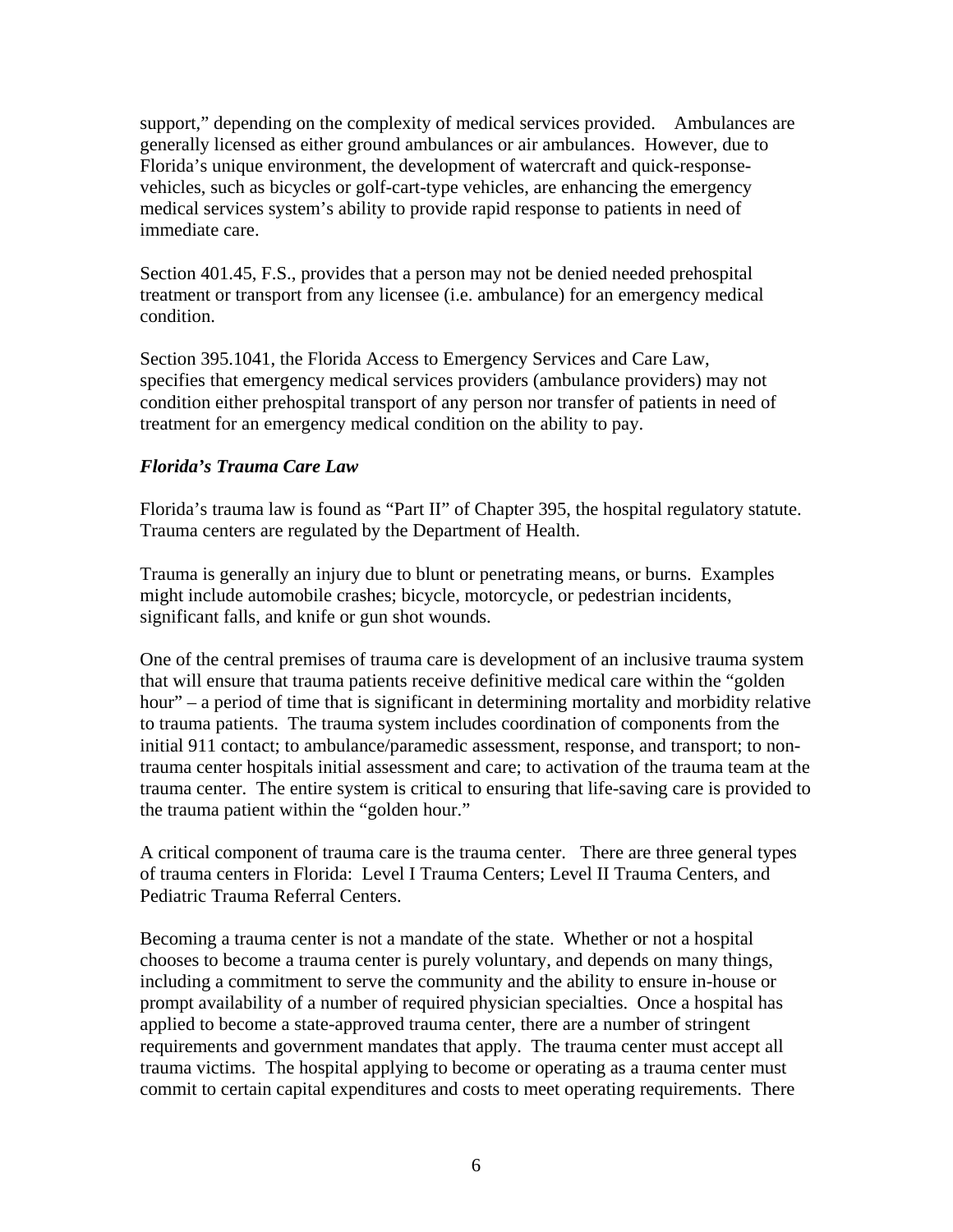support," depending on the complexity of medical services provided. Ambulances are generally licensed as either ground ambulances or air ambulances. However, due to Florida's unique environment, the development of watercraft and quick-response-vehicles, such as bicycles or golf-cart-type vehicles, are enhancing the emergency medical services system's ability to provide rapid response to patients in need of immediate care.

Section 401.45, F.S., provides that a person may not be denied needed prehospital treatment or transport from any licensee (i.e. ambulance) for an emergency medical condition.

Section 395.1041, the Florida Access to Emergency Services and Care Law, specifies that emergency medical services providers (ambulance providers) may not condition either prehospital transport of any person nor transfer of patients in need of treatment for an emergency medical condition on the ability to pay.

### *Florida's Trauma Care Law*

Florida's trauma law is found as "Part II" of Chapter 395, the hospital regulatory statute. Trauma centers are regulated by the Department of Health.

Trauma is generally an injury due to blunt or penetrating means, or burns. Examples might include automobile crashes; bicycle, motorcycle, or pedestrian incidents, significant falls, and knife or gun shot wounds.

One of the central premises of trauma care is development of an inclusive trauma system that will ensure that trauma patients receive definitive medical care within the "golden hour" – a period of time that is significant in determining mortality and morbidity relative to trauma patients. The trauma system includes coordination of components from the initial 911 contact; to ambulance/paramedic assessment, response, and transport; to non-trauma center hospitals initial assessment and care; to activation of the trauma team at the trauma center. The entire system is critical to ensuring that life-saving care is provided to the trauma patient within the "golden hour."

A critical component of trauma care is the trauma center. There are three general types of trauma centers in Florida: Level I Trauma Centers; Level II Trauma Centers, and Pediatric Trauma Referral Centers.

Becoming a trauma center is not a mandate of the state. Whether or not a hospital chooses to become a trauma center is purely voluntary, and depends on many things, including a commitment to serve the community and the ability to ensure in-house or prompt availability of a number of required physician specialties. Once a hospital has applied to become a state-approved trauma center, there are a number of stringent requirements and government mandates that apply. The trauma center must accept all trauma victims. The hospital applying to become or operating as a trauma center must commit to certain capital expenditures and costs to meet operating requirements. There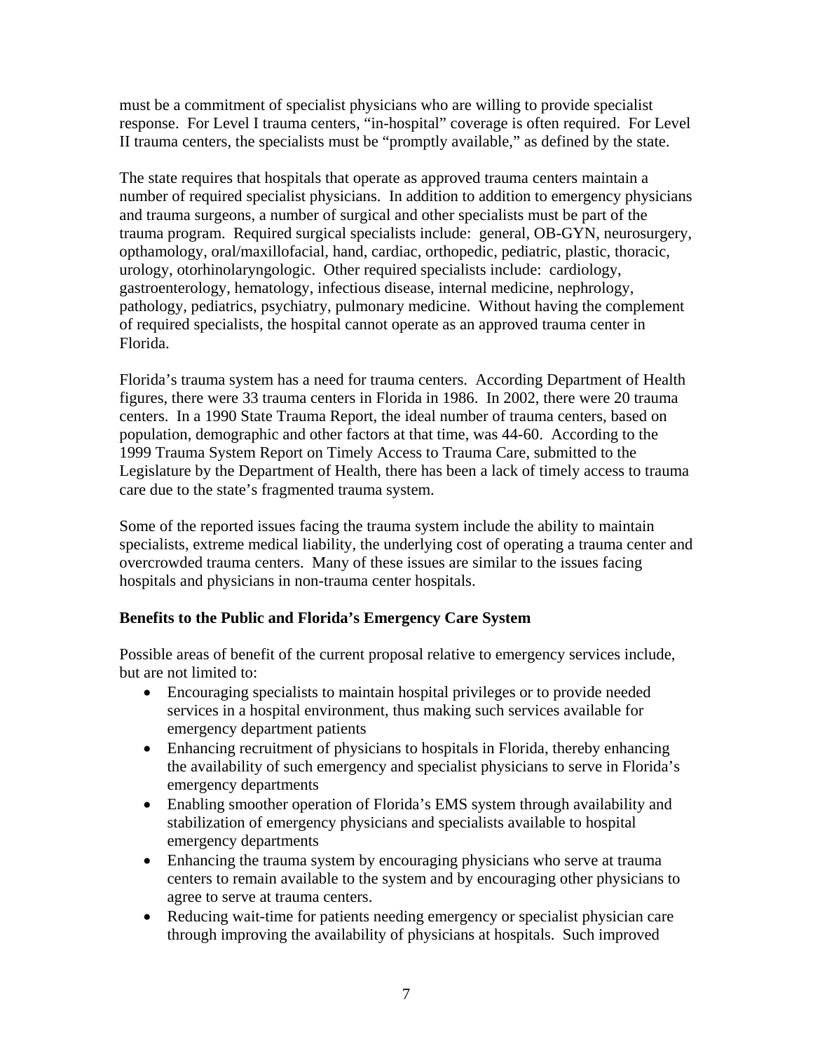must be a commitment of specialist physicians who are willing to provide specialist response. For Level I trauma centers, "in-hospital" coverage is often required. For Level II trauma centers, the specialists must be "promptly available," as defined by the state.

The state requires that hospitals that operate as approved trauma centers maintain a number of required specialist physicians. In addition to addition to emergency physicians and trauma surgeons, a number of surgical and other specialists must be part of the trauma program. Required surgical specialists include: general, OB-GYN, neurosurgery, opthamology, oral/maxillofacial, hand, cardiac, orthopedic, pediatric, plastic, thoracic, urology, otorhinolaryngologic. Other required specialists include: cardiology, gastroenterology, hematology, infectious disease, internal medicine, nephrology, pathology, pediatrics, psychiatry, pulmonary medicine. Without having the complement of required specialists, the hospital cannot operate as an approved trauma center in Florida.

Florida's trauma system has a need for trauma centers. According Department of Health figures, there were 33 trauma centers in Florida in 1986. In 2002, there were 20 trauma centers. In a 1990 State Trauma Report, the ideal number of trauma centers, based on population, demographic and other factors at that time, was 44-60. According to the 1999 Trauma System Report on Timely Access to Trauma Care, submitted to the Legislature by the Department of Health, there has been a lack of timely access to trauma care due to the state's fragmented trauma system.

Some of the reported issues facing the trauma system include the ability to maintain specialists, extreme medical liability, the underlying cost of operating a trauma center and overcrowded trauma centers. Many of these issues are similar to the issues facing hospitals and physicians in non-trauma center hospitals.

**Benefits to the Public and Florida's Emergency Care System**

Possible areas of benefit of the current proposal relative to emergency services include, but are not limited to:

- Encouraging specialists to maintain hospital privileges or to provide needed services in a hospital environment, thus making such services available for emergency department patients
- Enhancing recruitment of physicians to hospitals in Florida, thereby enhancing the availability of such emergency and specialist physicians to serve in Florida's emergency departments
- Enabling smoother operation of Florida's EMS system through availability and stabilization of emergency physicians and specialists available to hospital emergency departments
- Enhancing the trauma system by encouraging physicians who serve at trauma centers to remain available to the system and by encouraging other physicians to agree to serve at trauma centers.
- Reducing wait-time for patients needing emergency or specialist physician care through improving the availability of physicians at hospitals. Such improved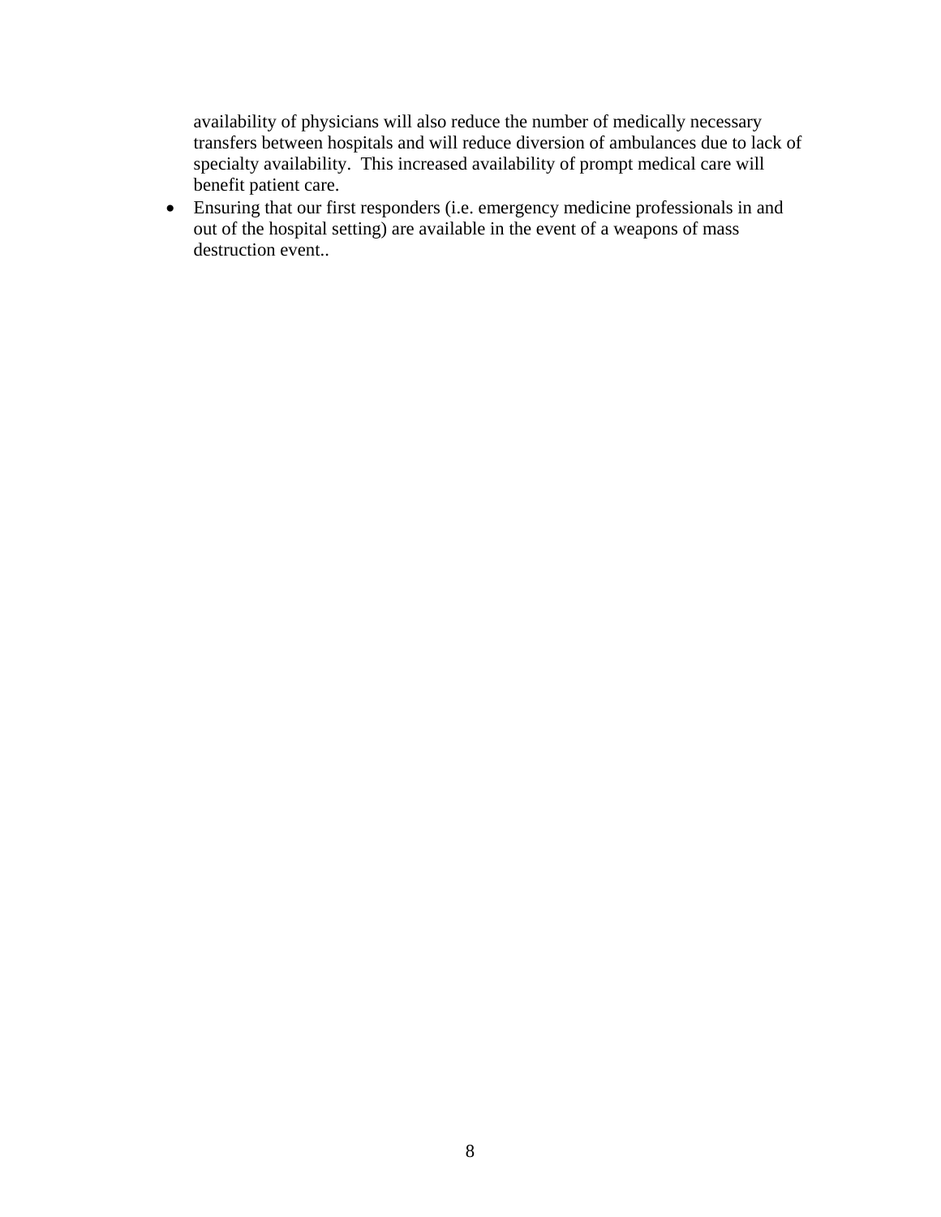availability of physicians will also reduce the number of medically necessary transfers between hospitals and will reduce diversion of ambulances due to lack of specialty availability. This increased availability of prompt medical care will benefit patient care.

- Ensuring that our first responders (i.e. emergency medicine professionals in and out of the hospital setting) are available in the event of a weapons of mass destruction event..